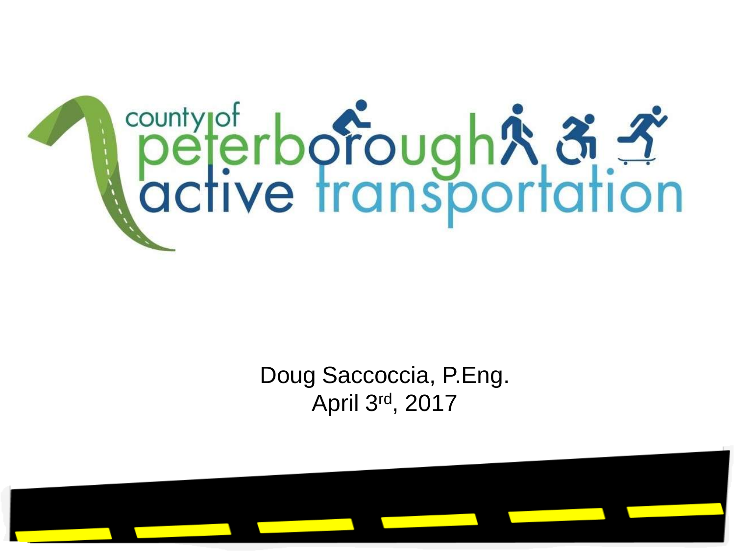# county of peterborough active transportation

Doug Saccoccia, P.Eng.
April 3rd, 2017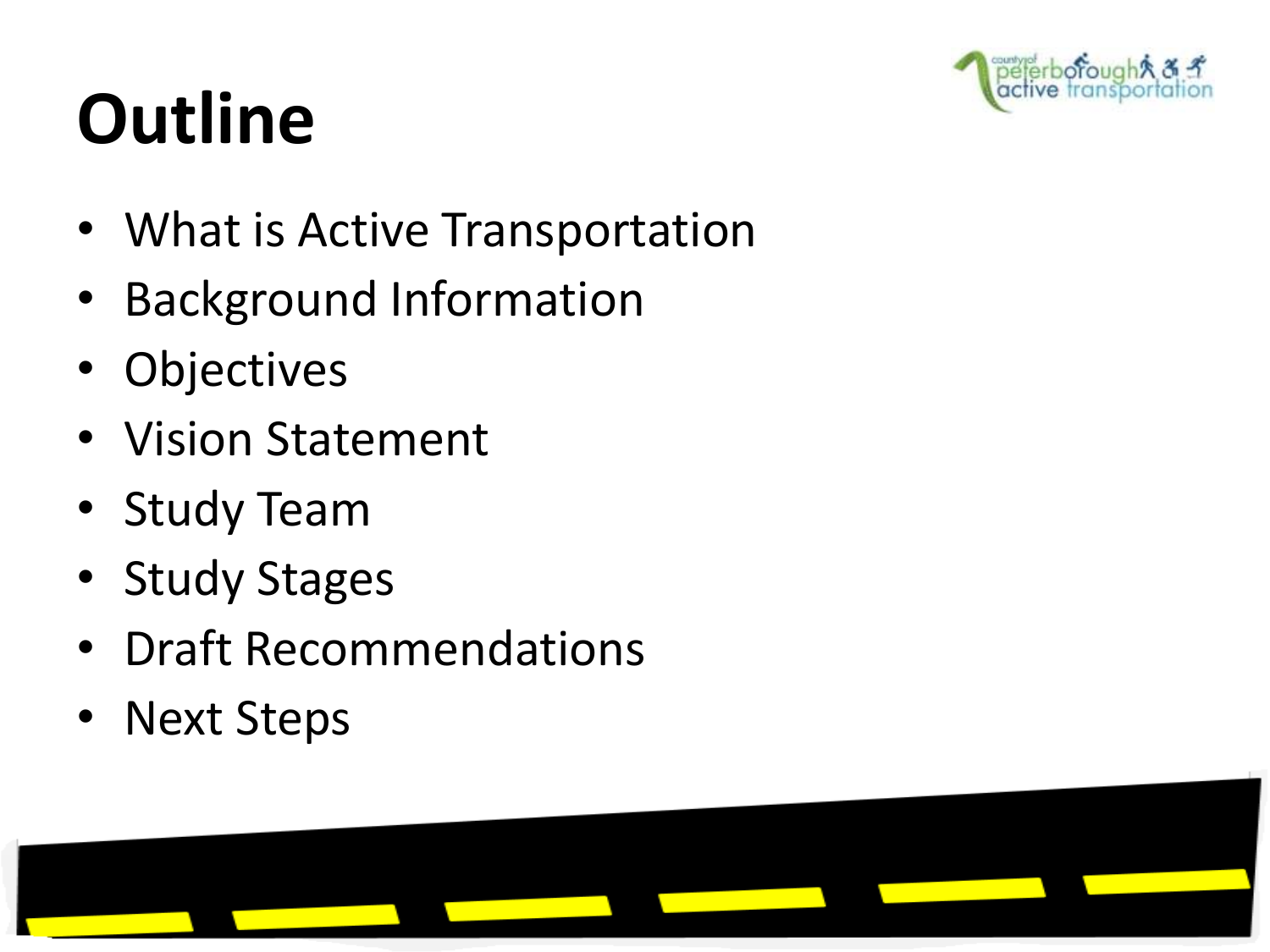# Outline

- What is Active Transportation
- Background Information
- Objectives
- Vision Statement
- Study Team
- Study Stages
- Draft Recommendations
- Next Steps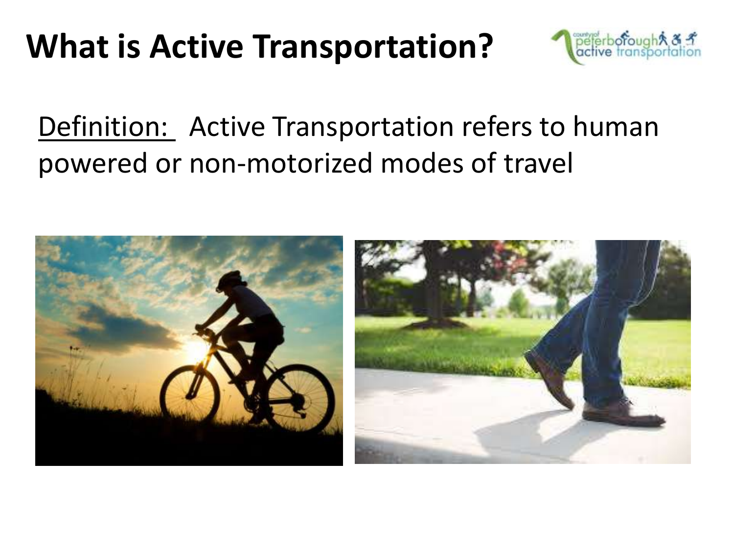# What is Active Transportation?

Definition: Active Transportation refers to human powered or non-motorized modes of travel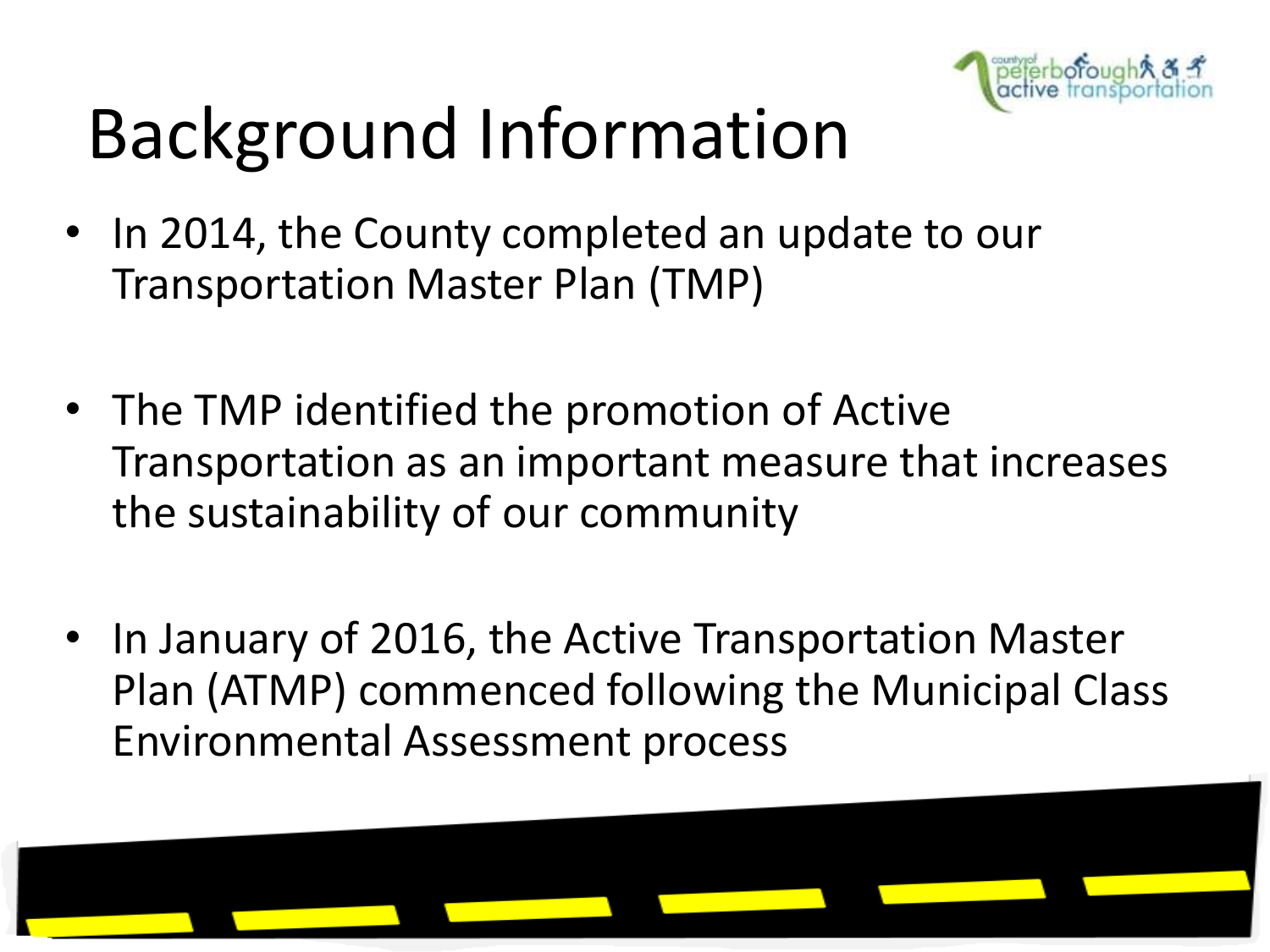# Background Information

- In 2014, the County completed an update to our Transportation Master Plan (TMP)
- The TMP identified the promotion of Active Transportation as an important measure that increases the sustainability of our community
- In January of 2016, the Active Transportation Master Plan (ATMP) commenced following the Municipal Class Environmental Assessment process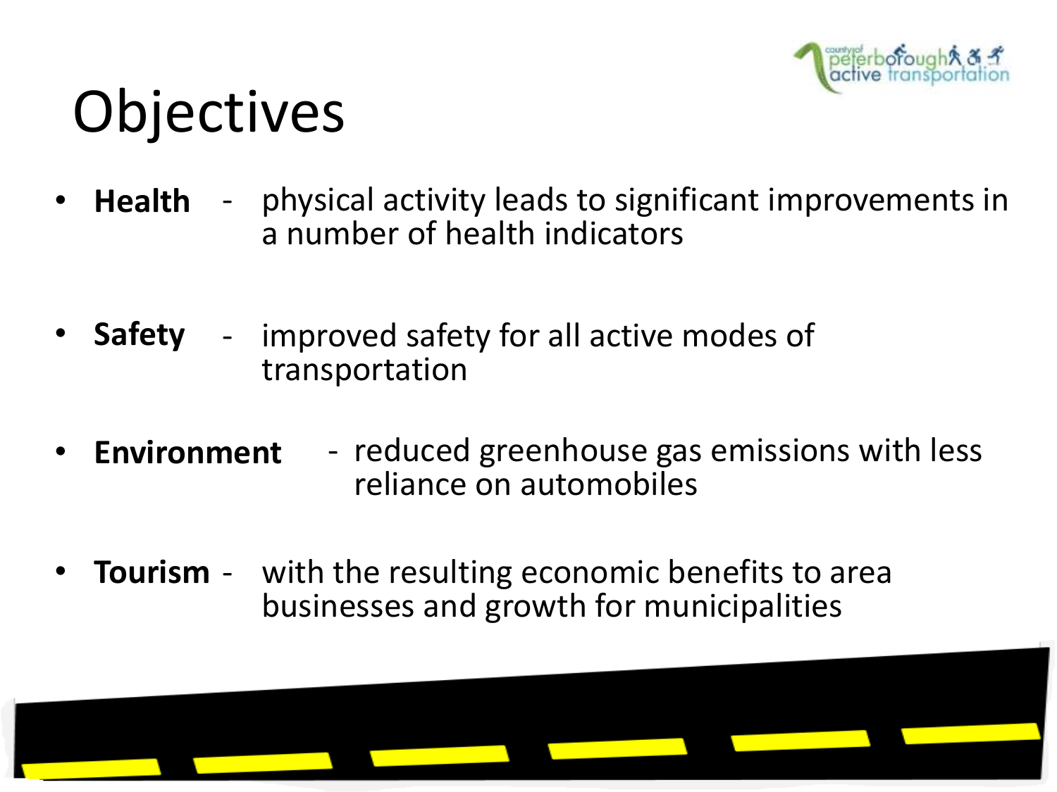# Objectives

- **Health** - physical activity leads to significant improvements in a number of health indicators
- **Safety** - improved safety for all active modes of transportation
- **Environment** - reduced greenhouse gas emissions with less reliance on automobiles
- **Tourism** - with the resulting economic benefits to area businesses and growth for municipalities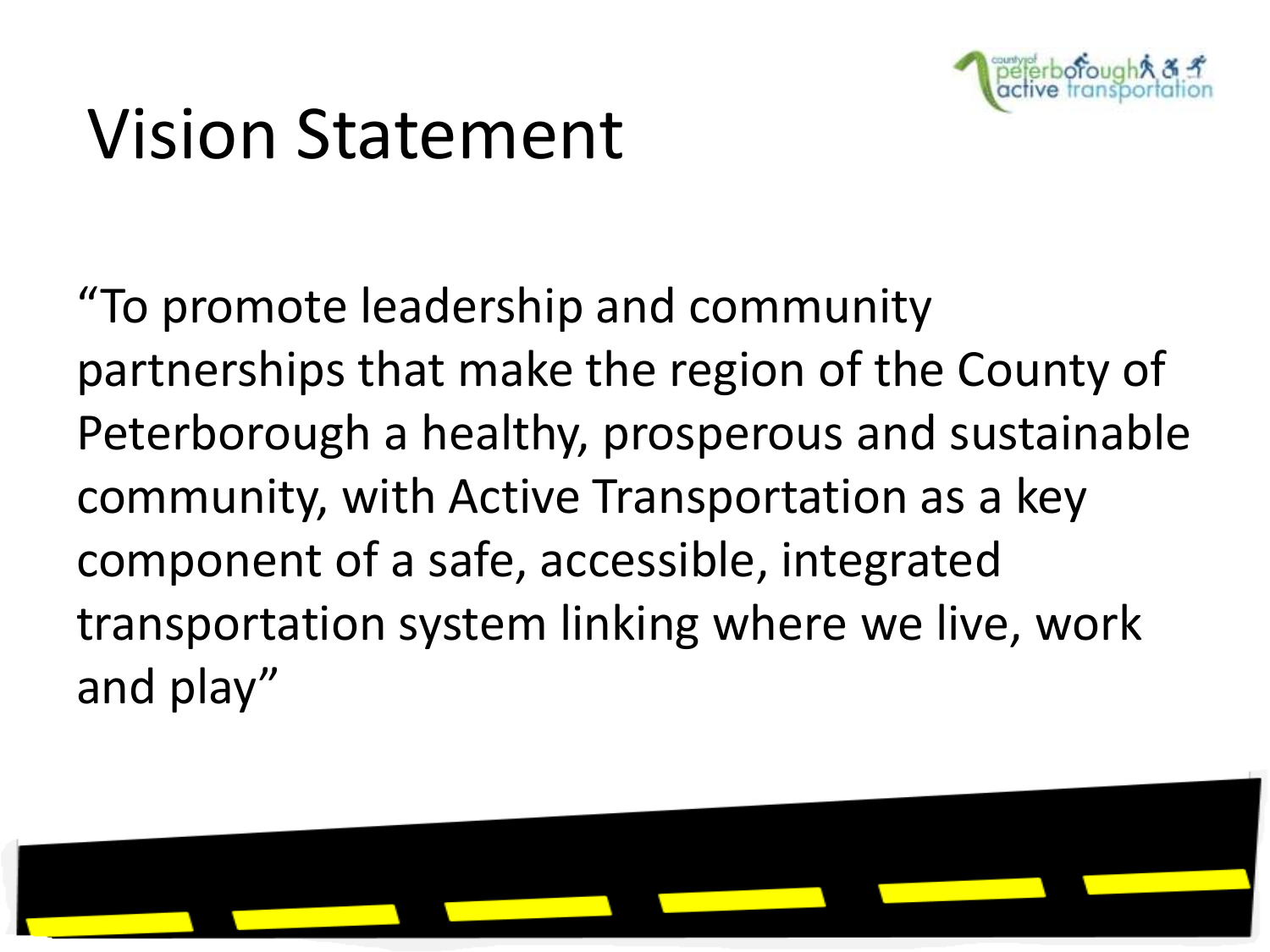# Vision Statement

"To promote leadership and community partnerships that make the region of the County of Peterborough a healthy, prosperous and sustainable community, with Active Transportation as a key component of a safe, accessible, integrated transportation system linking where we live, work and play"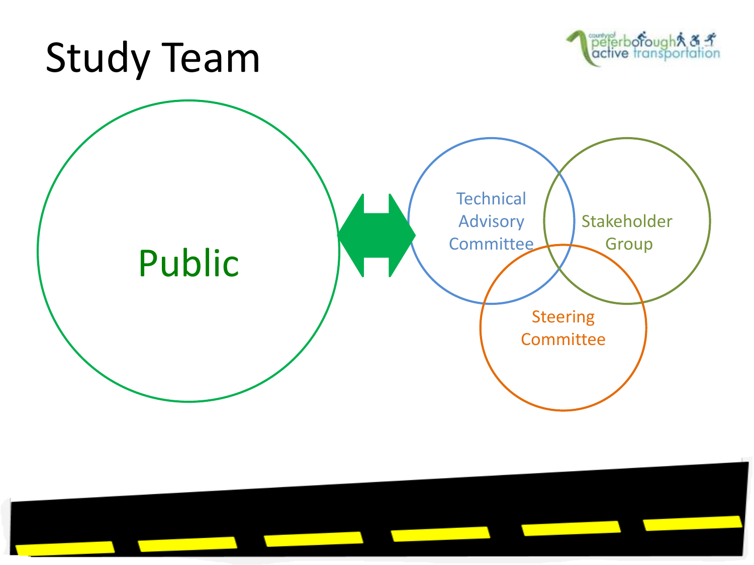# Study Team

Public

Technical Advisory Committee

Stakeholder Group

Steering Committee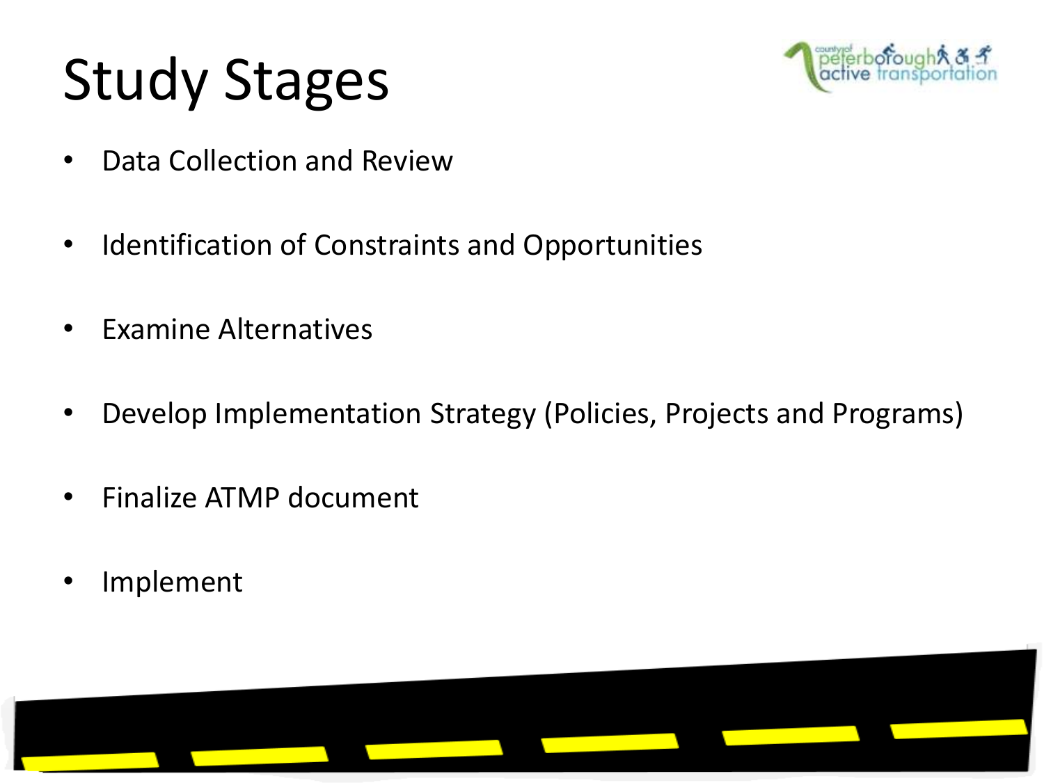# Study Stages

- Data Collection and Review
- Identification of Constraints and Opportunities
- Examine Alternatives
- Develop Implementation Strategy (Policies, Projects and Programs)
- Finalize ATMP document
- Implement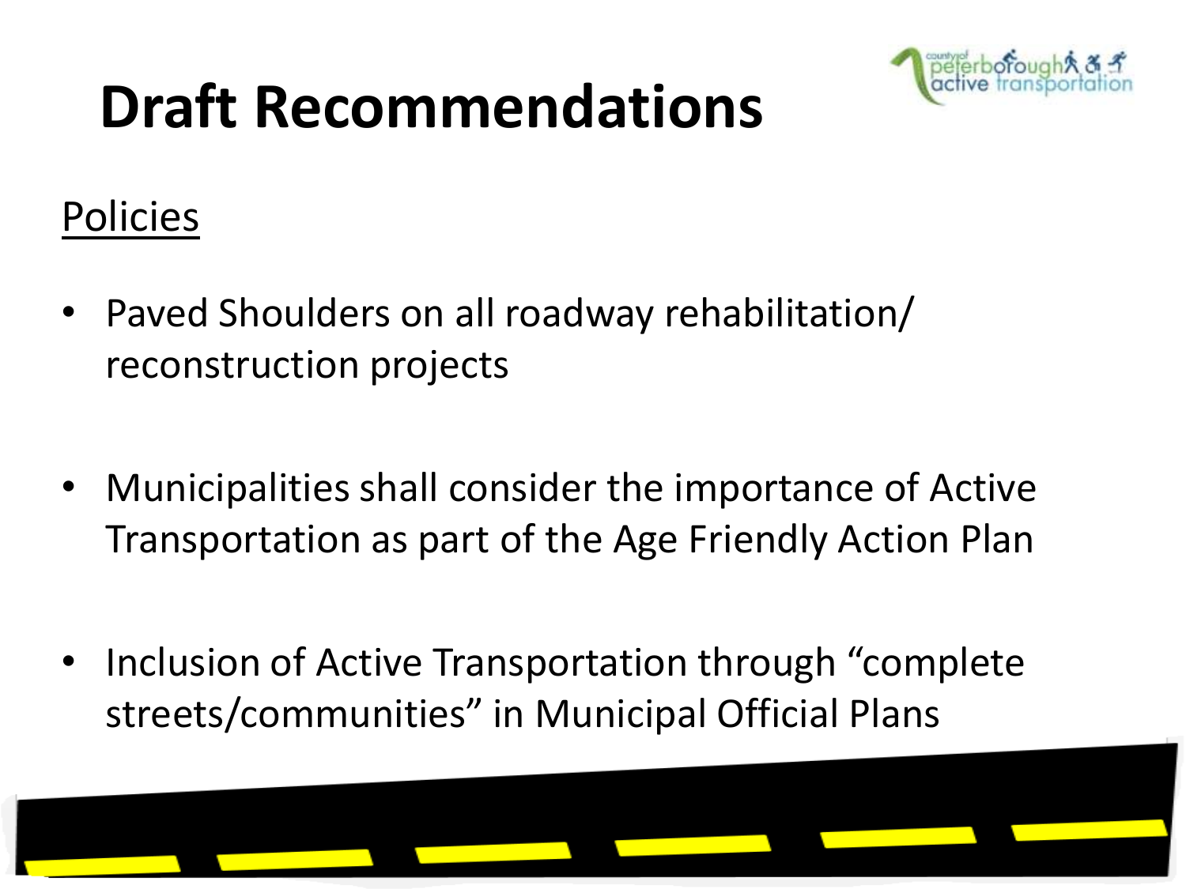# Draft Recommendations

<u>Policies</u>

- Paved Shoulders on all roadway rehabilitation/ reconstruction projects

- Municipalities shall consider the importance of Active Transportation as part of the Age Friendly Action Plan

- Inclusion of Active Transportation through "complete streets/communities" in Municipal Official Plans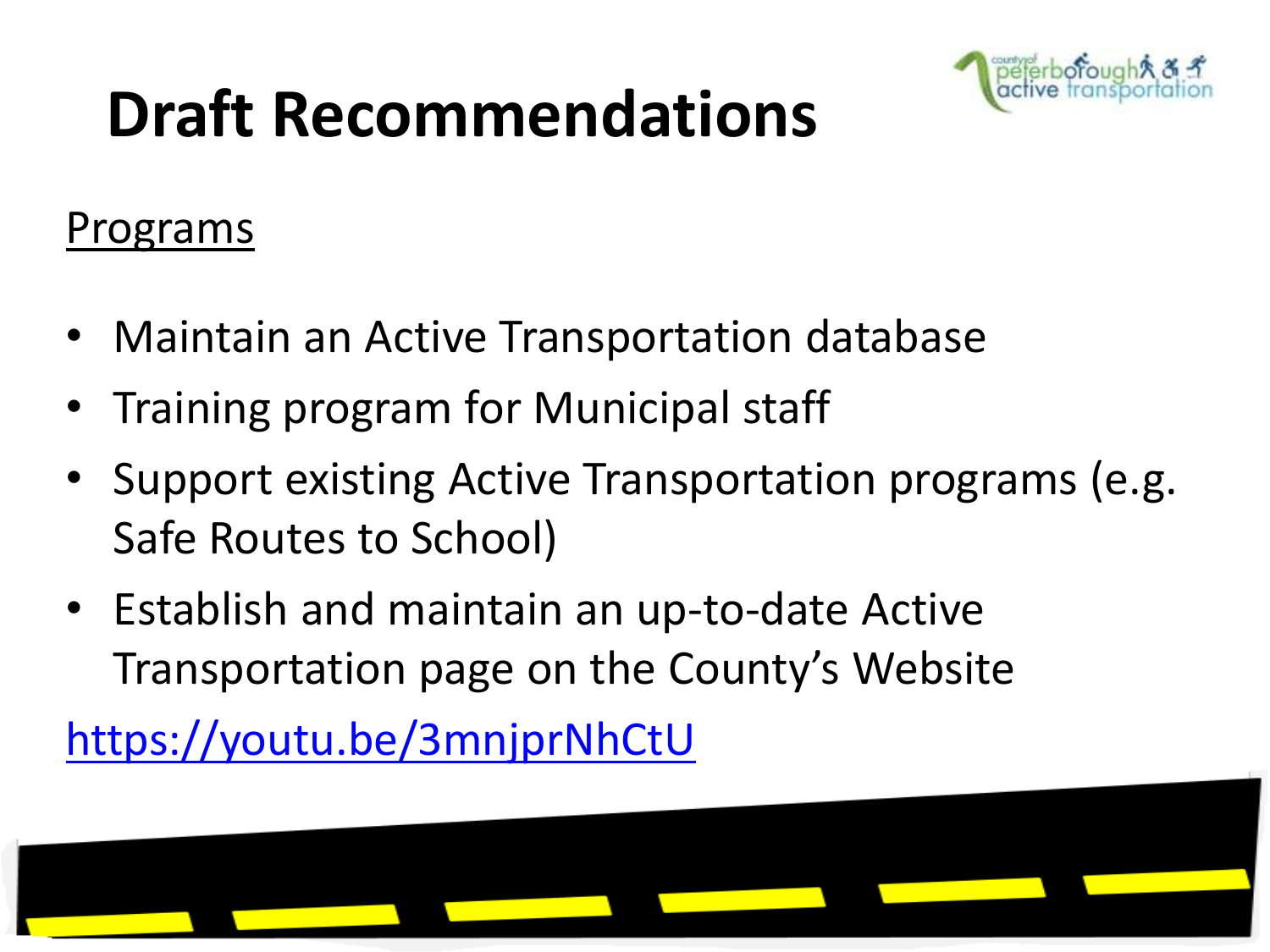# Draft Recommendations

Programs

- Maintain an Active Transportation database
- Training program for Municipal staff
- Support existing Active Transportation programs (e.g. Safe Routes to School)
- Establish and maintain an up-to-date Active Transportation page on the County's Website

https://youtu.be/3mnjprNhCtU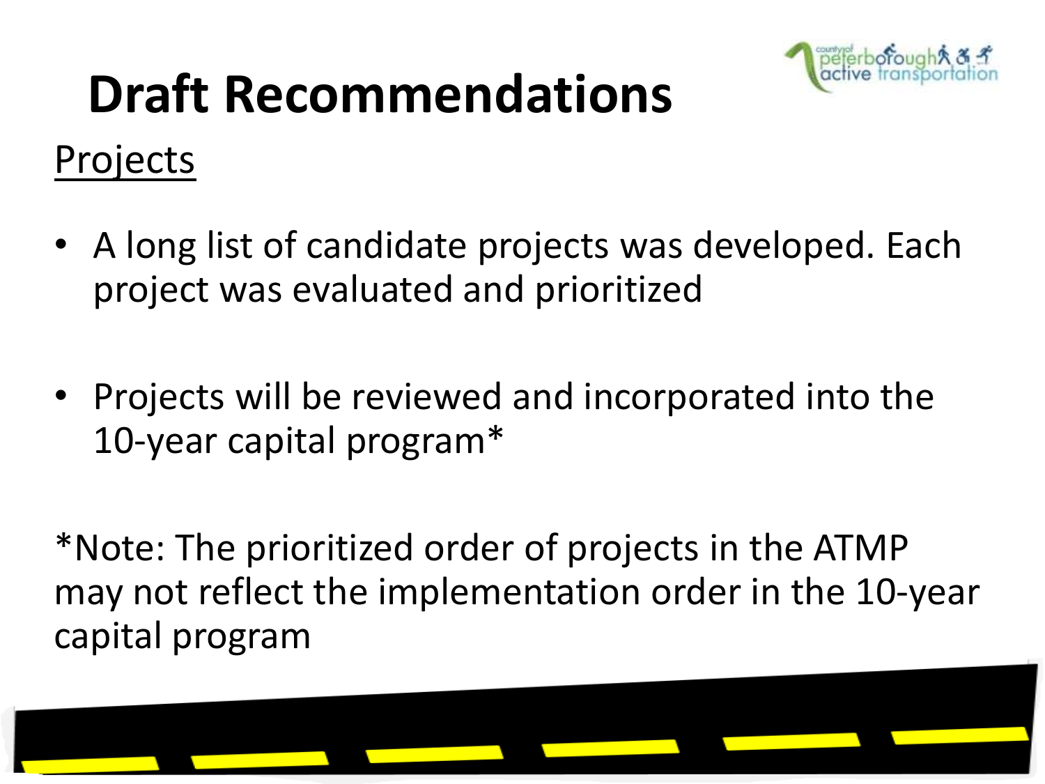# Draft Recommendations

Projects

- A long list of candidate projects was developed. Each project was evaluated and prioritized

- Projects will be reviewed and incorporated into the 10-year capital program*

*Note: The prioritized order of projects in the ATMP may not reflect the implementation order in the 10-year capital program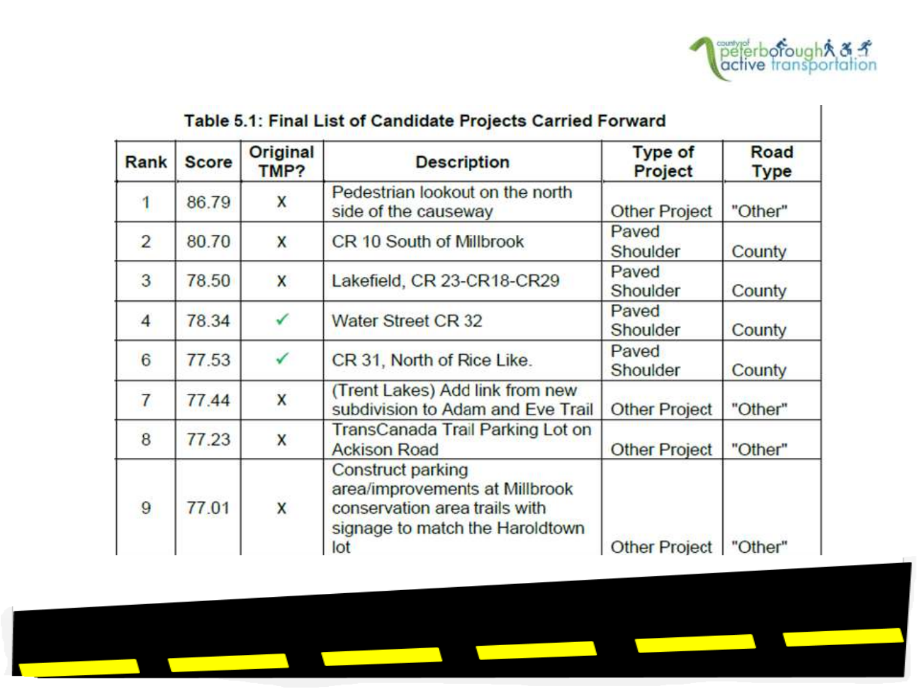Table 5.1: Final List of Candidate Projects Carried Forward

| Rank | Score | Original TMP? | Description | Type of Project | Road Type |
|---|---|---|---|---|---|
| 1 | 86.79 | X | Pedestrian lookout on the north side of the causeway | Other Project | "Other" |
| 2 | 80.70 | X | CR 10 South of Millbrook | Paved Shoulder | County |
| 3 | 78.50 | X | Lakefield, CR 23-CR18-CR29 | Paved Shoulder | County |
| 4 | 78.34 | ✓ | Water Street CR 32 | Paved Shoulder | County |
| 6 | 77.53 | ✓ | CR 31, North of Rice Like. | Paved Shoulder | County |
| 7 | 77.44 | X | (Trent Lakes) Add link from new subdivision to Adam and Eve Trail | Other Project | "Other" |
| 8 | 77.23 | X | TransCanada Trail Parking Lot on Ackison Road | Other Project | "Other" |
| 9 | 77.01 | X | Construct parking area/improvements at Millbrook conservation area trails with signage to match the Haroldtown lot | Other Project | "Other" |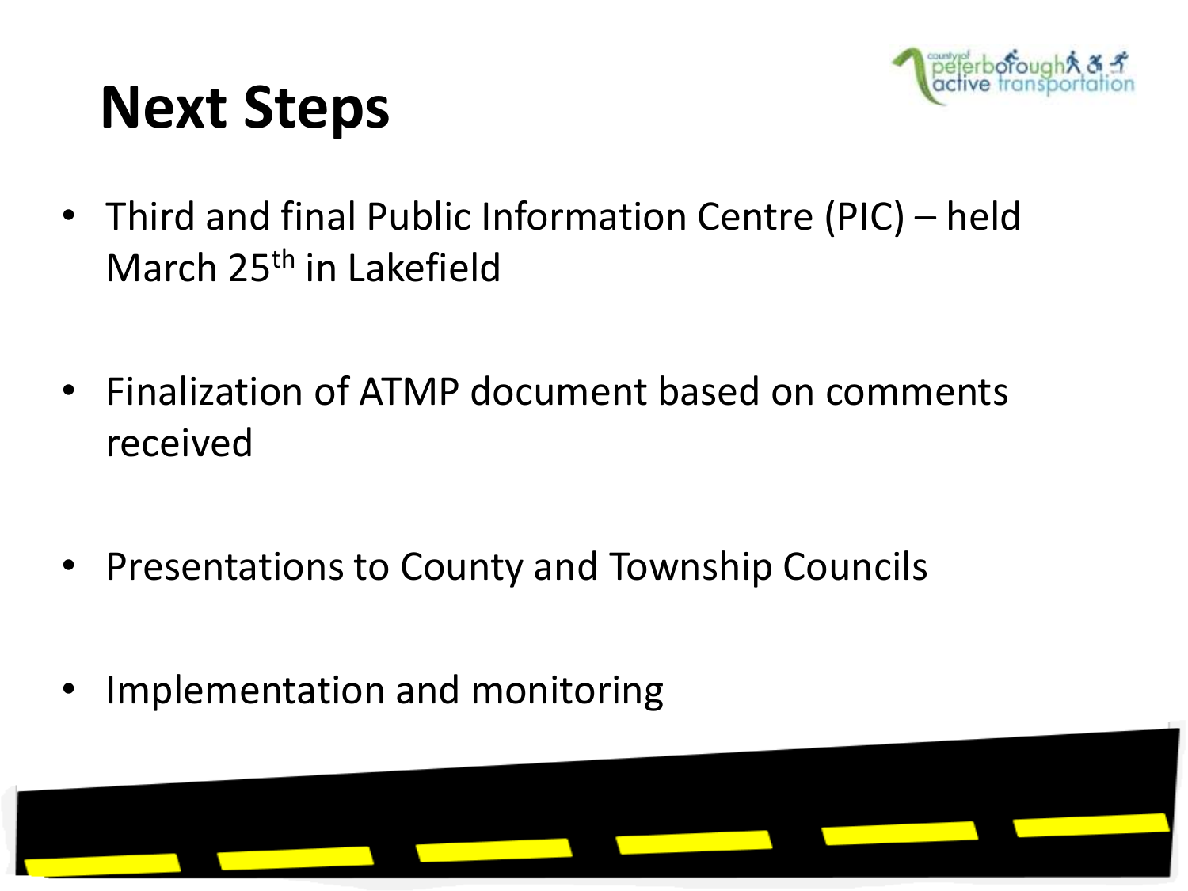# Next Steps

- Third and final Public Information Centre (PIC) – held March 25th in Lakefield
- Finalization of ATMP document based on comments received
- Presentations to County and Township Councils
- Implementation and monitoring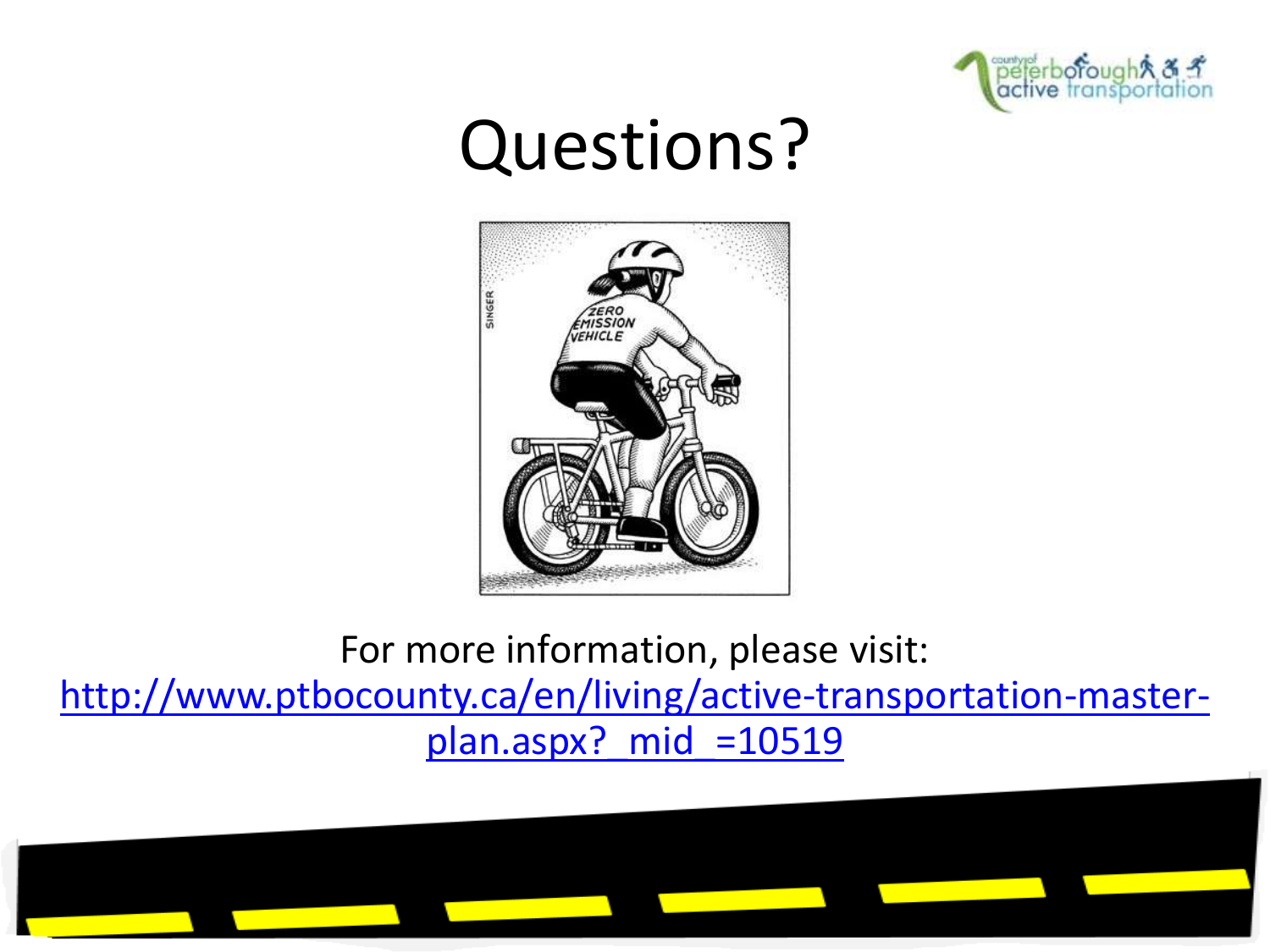# Questions?

For more information, please visit:
http://www.ptbocounty.ca/en/living/active-transportation-master-plan.aspx?_mid_=10519